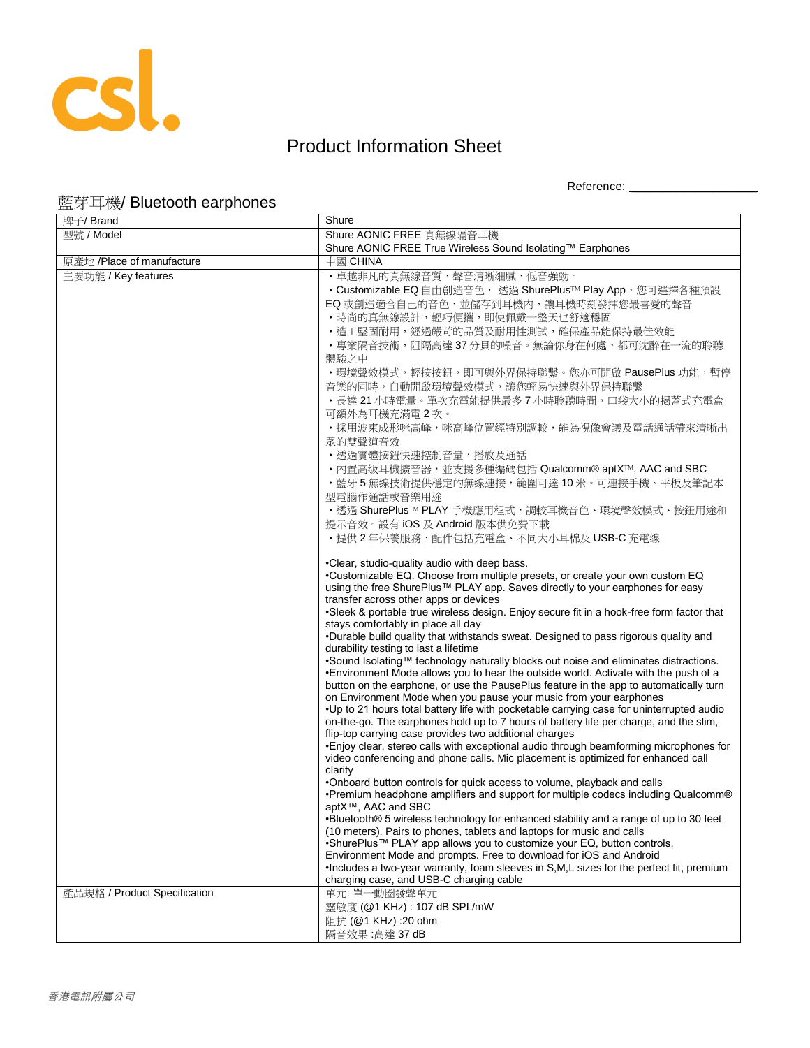csl.

# Product Information Sheet

Reference: ____________________

## 藍芽耳機/ Bluetooth earphones

| 牌子/ Brand | Shure |
|---|---|
| 型號 / Model | Shure AONIC FREE 真無線隔音耳機<br>Shure AONIC FREE True Wireless Sound Isolating™ Earphones |
| 原產地 /Place of manufacture | 中國 CHINA |
| 主要功能 / Key features | ・卓越非凡的真無線音質，聲音清晰細膩，低音強勁。<br>・Customizable EQ 自由創造音色， 透過 ShurePlus™ Play App，您可選擇各種預設 EQ 或創造適合自己的音色，並儲存到耳機內，讓耳機時刻發揮您最喜愛的聲音<br>・時尚的真無線設計，輕巧便攜，即使佩戴一整天也舒適穩固<br>・造工堅固耐用，經過嚴苛的品質及耐用性測試，確保產品能保持最佳效能<br>・專業隔音技術，阻隔高達 37 分貝的噪音。無論你身在何處，都可沈醉在一流的聆聽體驗之中<br>・環境聲效模式，輕按按鈕，即可與外界保持聯繫。您亦可開啟 PausePlus 功能，暫停音樂的同時，自動開啟環境聲效模式，讓您輕易快速與外界保持聯繫<br>・長達 21 小時電量。單次充電能提供最多 7 小時聆聽時間，口袋大小的揭蓋式充電盒可額外為耳機充滿電 2 次。<br>・採用波束成形咪高峰，咪高峰位置經特別調較，能為視像會議及電話通話帶來清晰出眾的雙聲道音效<br>・透過實體按鈕快速控制音量，播放及通話<br>・內置高級耳機擴音器，並支援多種編碼包括 Qualcomm® aptX™, AAC and SBC<br>・藍牙 5 無線技術提供穩定的無線連接，範圍可達 10 米。可連接手機、平板及筆記本型電腦作通話或音樂用途<br>・透過 ShurePlus™ PLAY 手機應用程式，調較耳機音色、環境聲效模式、按鈕用途和提示音效。設有 iOS 及 Android 版本供免費下載<br>・提供 2 年保養服務，配件包括充電盒、不同大小耳棉及 USB-C 充電線<br><br>•Clear, studio-quality audio with deep bass.<br>•Customizable EQ. Choose from multiple presets, or create your own custom EQ using the free ShurePlus™ PLAY app. Saves directly to your earphones for easy transfer across other apps or devices<br>•Sleek & portable true wireless design. Enjoy secure fit in a hook-free form factor that stays comfortably in place all day<br>•Durable build quality that withstands sweat. Designed to pass rigorous quality and durability testing to last a lifetime<br>•Sound Isolating™ technology naturally blocks out noise and eliminates distractions.<br>•Environment Mode allows you to hear the outside world. Activate with the push of a button on the earphone, or use the PausePlus feature in the app to automatically turn on Environment Mode when you pause your music from your earphones<br>•Up to 21 hours total battery life with pocketable carrying case for uninterrupted audio on-the-go. The earphones hold up to 7 hours of battery life per charge, and the slim, flip-top carrying case provides two additional charges<br>•Enjoy clear, stereo calls with exceptional audio through beamforming microphones for video conferencing and phone calls. Mic placement is optimized for enhanced call clarity<br>•Onboard button controls for quick access to volume, playback and calls<br>•Premium headphone amplifiers and support for multiple codecs including Qualcomm® aptX™, AAC and SBC<br>•Bluetooth® 5 wireless technology for enhanced stability and a range of up to 30 feet (10 meters). Pairs to phones, tablets and laptops for music and calls<br>•ShurePlus™ PLAY app allows you to customize your EQ, button controls, Environment Mode and prompts. Free to download for iOS and Android<br>•Includes a two-year warranty, foam sleeves in S,M,L sizes for the perfect fit, premium charging case, and USB-C charging cable |
| 產品規格 / Product Specification | 單元: 單一動圈發聲單元<br>靈敏度 (@1 KHz) : 107 dB SPL/mW<br>阻抗 (@1 KHz) :20 ohm<br>隔音效果 :高達 37 dB |

*香港電訊附屬公司*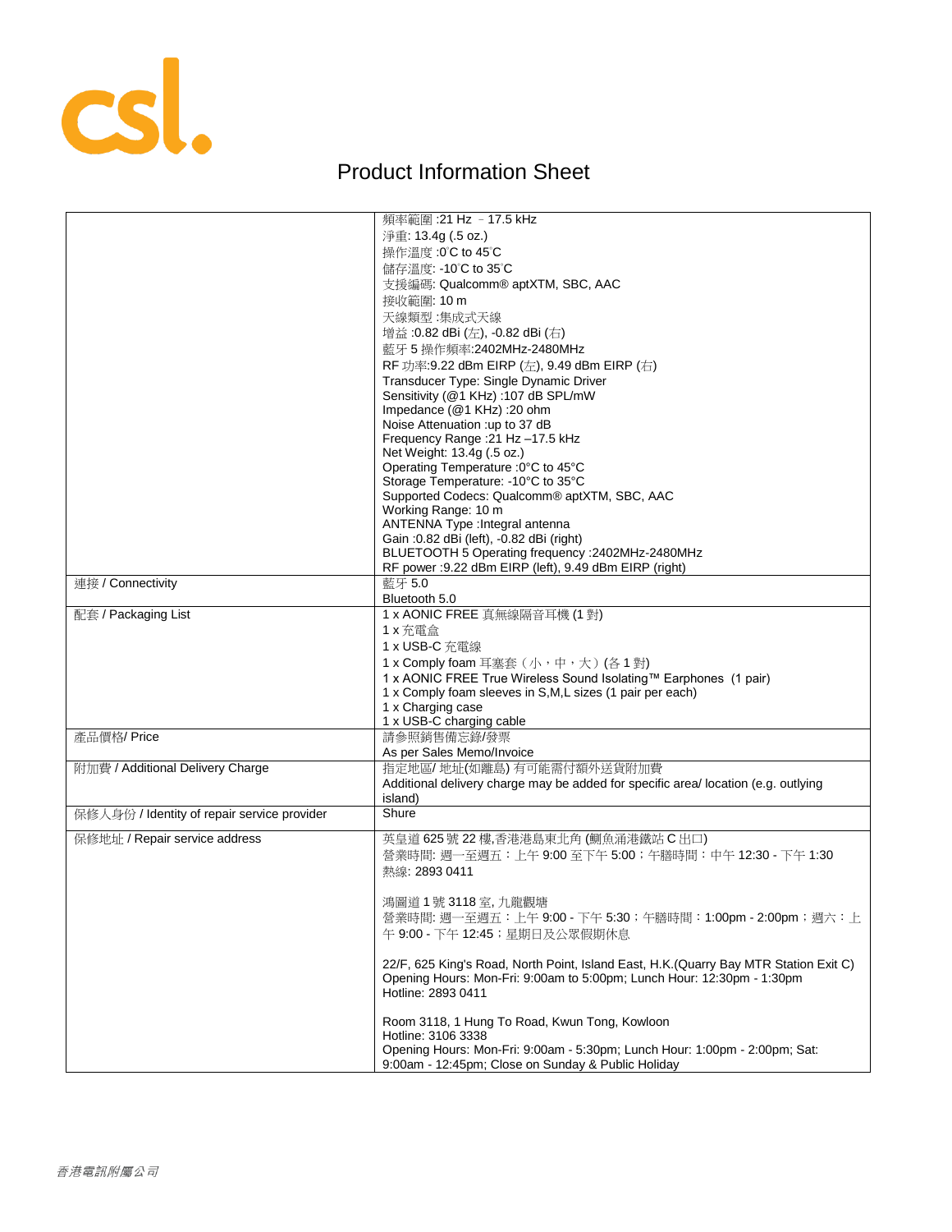# Product Information Sheet

| | |
|---|---|
| | 頻率範圍 :21 Hz －17.5 kHz<br>淨重: 13.4g (.5 oz.)<br>操作溫度 :0˚C to 45˚C<br>儲存溫度: -10˚C to 35˚C<br>支援編碼: Qualcomm® aptXTM, SBC, AAC<br>接收範圍: 10 m<br>天線類型 :集成式天線<br>增益 :0.82 dBi (左), -0.82 dBi (右)<br>藍牙 5 操作頻率:2402MHz-2480MHz<br>RF 功率:9.22 dBm EIRP (左), 9.49 dBm EIRP (右)<br>Transducer Type: Single Dynamic Driver<br>Sensitivity (@1 KHz) :107 dB SPL/mW<br>Impedance (@1 KHz) :20 ohm<br>Noise Attenuation :up to 37 dB<br>Frequency Range :21 Hz –17.5 kHz<br>Net Weight: 13.4g (.5 oz.)<br>Operating Temperature :0°C to 45°C<br>Storage Temperature: -10°C to 35°C<br>Supported Codecs: Qualcomm® aptXTM, SBC, AAC<br>Working Range: 10 m<br>ANTENNA Type :Integral antenna<br>Gain :0.82 dBi (left), -0.82 dBi (right)<br>BLUETOOTH 5 Operating frequency :2402MHz-2480MHz<br>RF power :9.22 dBm EIRP (left), 9.49 dBm EIRP (right) |
| 連接 / Connectivity | 藍牙 5.0<br>Bluetooth 5.0 |
| 配套 / Packaging List | 1 x AONIC FREE 真無線隔音耳機 (1 對)<br>1 x 充電盒<br>1 x USB-C 充電線<br>1 x Comply foam 耳塞套（小，中，大）(各 1 對)<br>1 x AONIC FREE True Wireless Sound Isolating™ Earphones (1 pair)<br>1 x Comply foam sleeves in S,M,L sizes (1 pair per each)<br>1 x Charging case<br>1 x USB-C charging cable |
| 產品價格/ Price | 請參照銷售備忘錄/發票<br>As per Sales Memo/Invoice |
| 附加費 / Additional Delivery Charge | 指定地區/ 地址(如離島) 有可能需付額外送貨附加費<br>Additional delivery charge may be added for specific area/ location (e.g. outlying island) |
| 保修人身份 / Identity of repair service provider | Shure |
| 保修地址 / Repair service address | 英皇道 625 號 22 樓,香港港島東北角 (鰂魚涌港鐵站 C 出口)<br>營業時間: 週一至週五：上午 9:00 至下午 5:00；午膳時間：中午 12:30 - 下午 1:30<br>熱線: 2893 0411<br><br>鴻圖道 1 號 3118 室, 九龍觀塘<br>營業時間: 週一至週五：上午 9:00 - 下午 5:30；午膳時間：1:00pm - 2:00pm；週六：上午 9:00 - 下午 12:45；星期日及公眾假期休息<br><br>22/F, 625 King's Road, North Point, Island East, H.K.(Quarry Bay MTR Station Exit C)<br>Opening Hours: Mon-Fri: 9:00am to 5:00pm; Lunch Hour: 12:30pm - 1:30pm<br>Hotline: 2893 0411<br><br>Room 3118, 1 Hung To Road, Kwun Tong, Kowloon<br>Hotline: 3106 3338<br>Opening Hours: Mon-Fri: 9:00am - 5:30pm; Lunch Hour: 1:00pm - 2:00pm; Sat: 9:00am - 12:45pm; Close on Sunday & Public Holiday |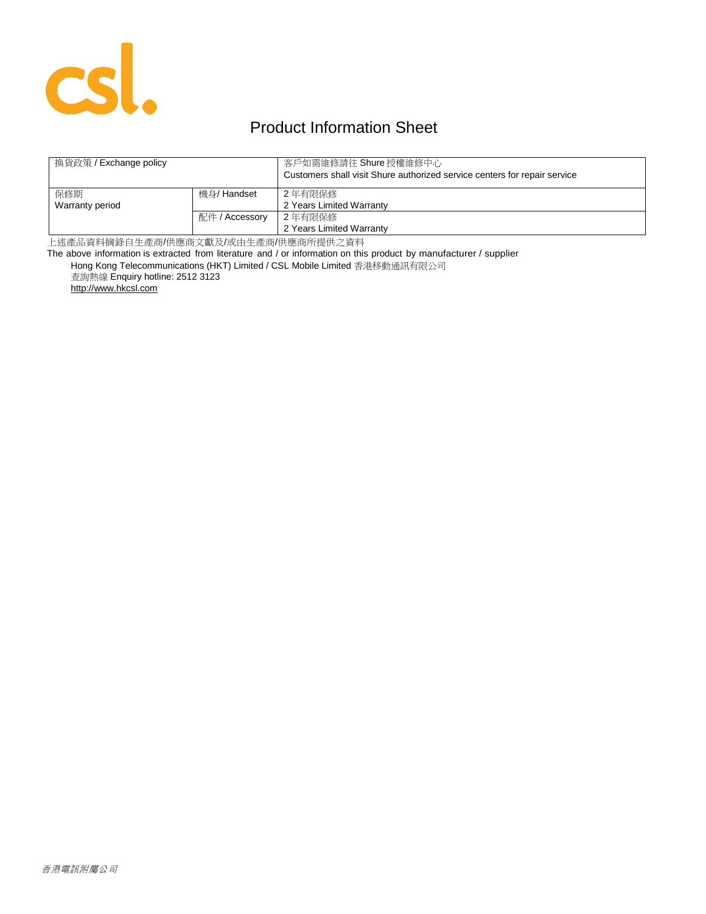csl.

# Product Information Sheet

| | | |
|---|---|---|
| 換貨政策 / Exchange policy | | 客戶如需維修請往 Shure 授權維修中心<br>Customers shall visit Shure authorized service centers for repair service |
| 保修期<br>Warranty period | 機身/ Handset | 2 年有限保修<br>2 Years Limited Warranty |
| | 配件 / Accessory | 2 年有限保修<br>2 Years Limited Warranty |

上述產品資料摘錄自生產商/供應商文獻及/或由生產商/供應商所提供之資料

The above information is extracted from literature and / or information on this product by manufacturer / supplier

Hong Kong Telecommunications (HKT) Limited / CSL Mobile Limited 香港移動通訊有限公司

查詢熱線 Enquiry hotline: 2512 3123

http://www.hkcsl.com

*香港電訊附屬公司*